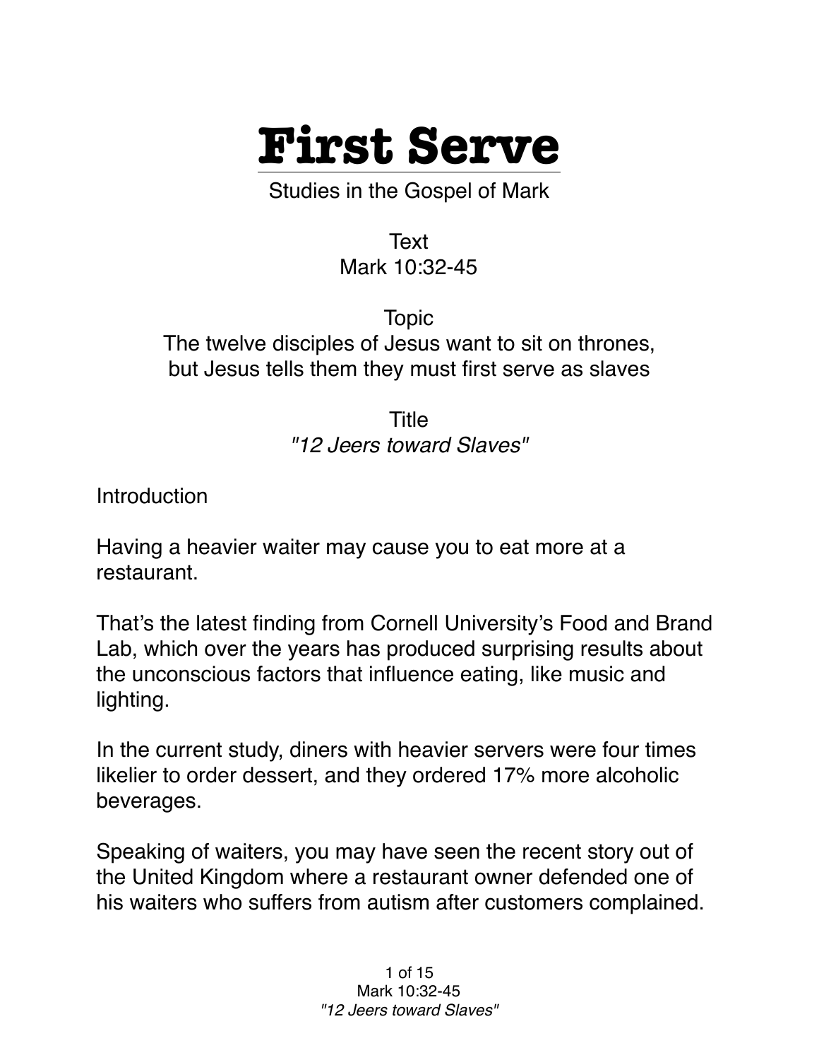# First Serve

Studies in the Gospel of Mark

Text
Mark 10:32-45

Topic
The twelve disciples of Jesus want to sit on thrones, but Jesus tells them they must first serve as slaves

Title
*"12 Jeers toward Slaves"*

Introduction

Having a heavier waiter may cause you to eat more at a restaurant.

That's the latest finding from Cornell University's Food and Brand Lab, which over the years has produced surprising results about the unconscious factors that influence eating, like music and lighting.

In the current study, diners with heavier servers were four times likelier to order dessert, and they ordered 17% more alcoholic beverages.

Speaking of waiters, you may have seen the recent story out of the United Kingdom where a restaurant owner defended one of his waiters who suffers from autism after customers complained.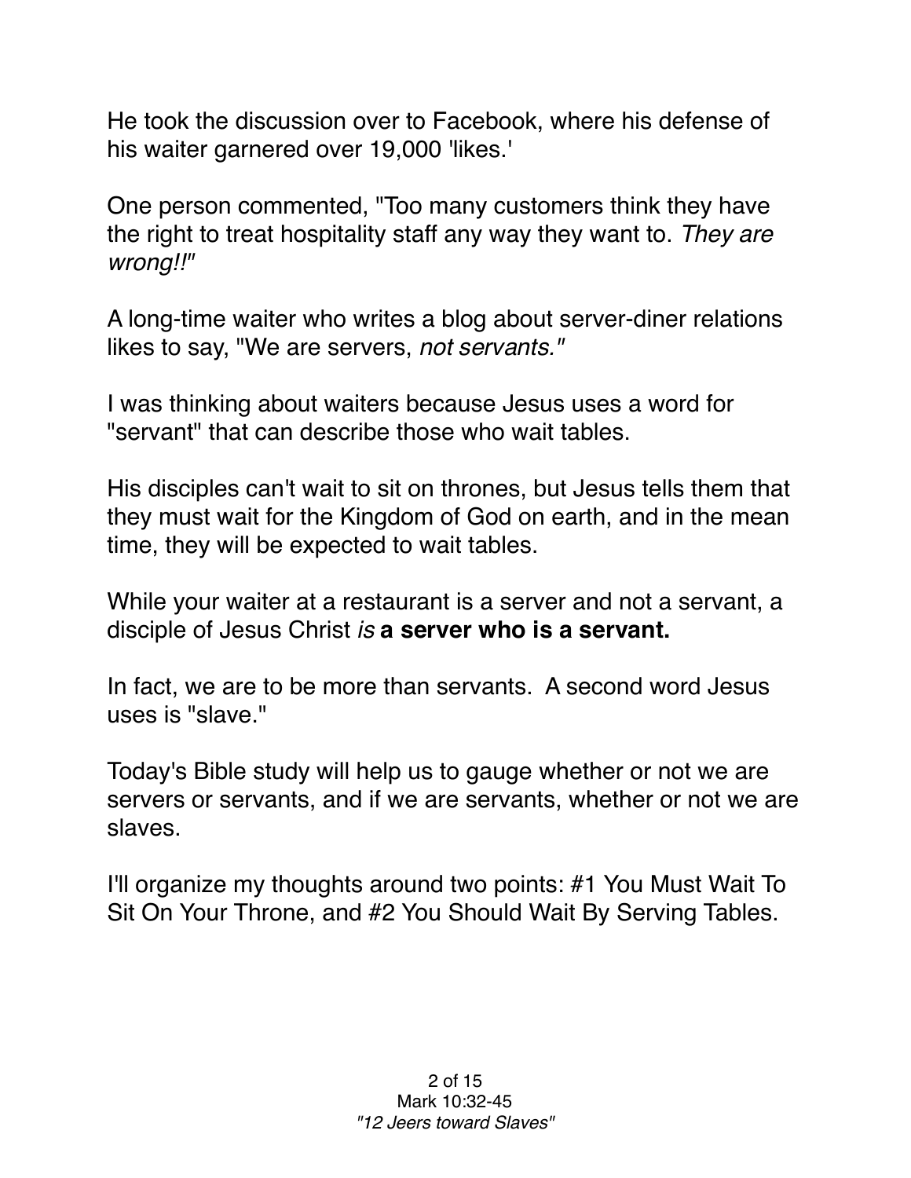He took the discussion over to Facebook, where his defense of his waiter garnered over 19,000 'likes.'

One person commented, "Too many customers think they have the right to treat hospitality staff any way they want to. *They are wrong!!"*

A long-time waiter who writes a blog about server-diner relations likes to say, "We are servers, *not servants."*

I was thinking about waiters because Jesus uses a word for "servant" that can describe those who wait tables.

His disciples can't wait to sit on thrones, but Jesus tells them that they must wait for the Kingdom of God on earth, and in the mean time, they will be expected to wait tables.

While your waiter at a restaurant is a server and not a servant, a disciple of Jesus Christ *is* **a server who is a servant.**

In fact, we are to be more than servants. A second word Jesus uses is "slave."

Today's Bible study will help us to gauge whether or not we are servers or servants, and if we are servants, whether or not we are slaves.

I'll organize my thoughts around two points: #1 You Must Wait To Sit On Your Throne, and #2 You Should Wait By Serving Tables.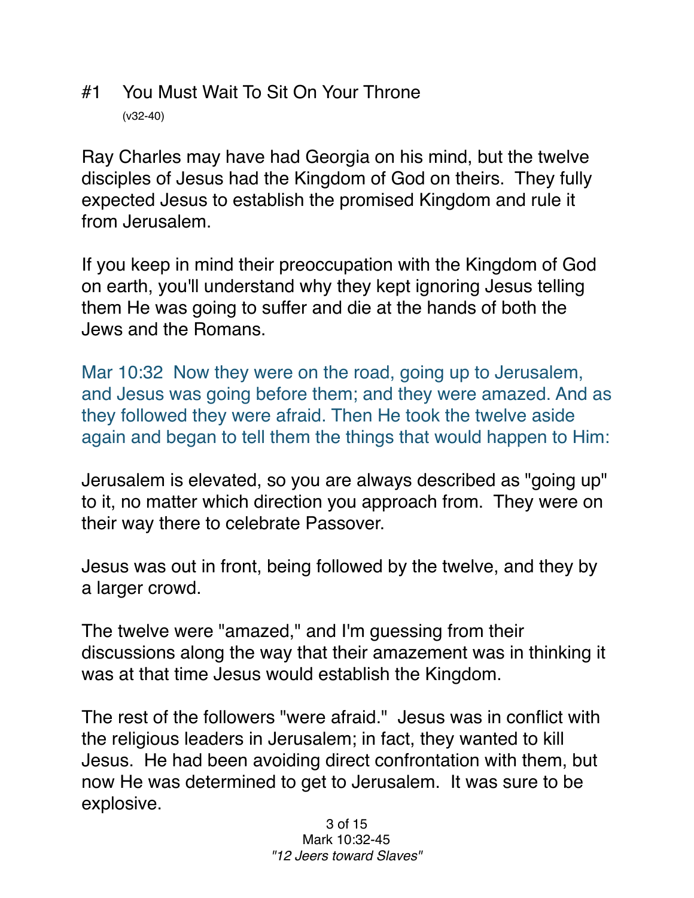## #1 You Must Wait To Sit On Your Throne

(v32-40)

Ray Charles may have had Georgia on his mind, but the twelve disciples of Jesus had the Kingdom of God on theirs. They fully expected Jesus to establish the promised Kingdom and rule it from Jerusalem.

If you keep in mind their preoccupation with the Kingdom of God on earth, you'll understand why they kept ignoring Jesus telling them He was going to suffer and die at the hands of both the Jews and the Romans.

Mar 10:32 Now they were on the road, going up to Jerusalem, and Jesus was going before them; and they were amazed. And as they followed they were afraid. Then He took the twelve aside again and began to tell them the things that would happen to Him:

Jerusalem is elevated, so you are always described as "going up" to it, no matter which direction you approach from. They were on their way there to celebrate Passover.

Jesus was out in front, being followed by the twelve, and they by a larger crowd.

The twelve were "amazed," and I'm guessing from their discussions along the way that their amazement was in thinking it was at that time Jesus would establish the Kingdom.

The rest of the followers "were afraid." Jesus was in conflict with the religious leaders in Jerusalem; in fact, they wanted to kill Jesus. He had been avoiding direct confrontation with them, but now He was determined to get to Jerusalem. It was sure to be explosive.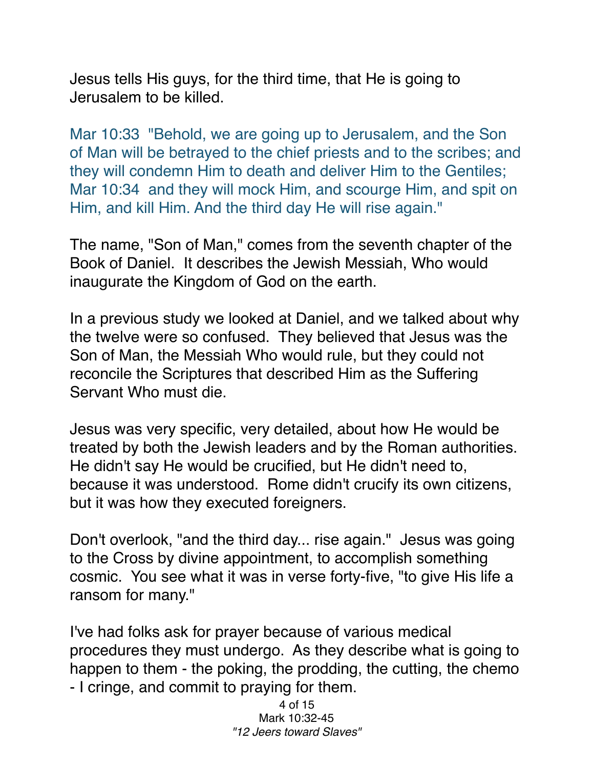Jesus tells His guys, for the third time, that He is going to Jerusalem to be killed.

Mar 10:33 "Behold, we are going up to Jerusalem, and the Son of Man will be betrayed to the chief priests and to the scribes; and they will condemn Him to death and deliver Him to the Gentiles;
Mar 10:34 and they will mock Him, and scourge Him, and spit on Him, and kill Him. And the third day He will rise again."

The name, "Son of Man," comes from the seventh chapter of the Book of Daniel. It describes the Jewish Messiah, Who would inaugurate the Kingdom of God on the earth.

In a previous study we looked at Daniel, and we talked about why the twelve were so confused. They believed that Jesus was the Son of Man, the Messiah Who would rule, but they could not reconcile the Scriptures that described Him as the Suffering Servant Who must die.

Jesus was very specific, very detailed, about how He would be treated by both the Jewish leaders and by the Roman authorities. He didn't say He would be crucified, but He didn't need to, because it was understood. Rome didn't crucify its own citizens, but it was how they executed foreigners.

Don't overlook, "and the third day... rise again." Jesus was going to the Cross by divine appointment, to accomplish something cosmic. You see what it was in verse forty-five, "to give His life a ransom for many."

I've had folks ask for prayer because of various medical procedures they must undergo. As they describe what is going to happen to them - the poking, the prodding, the cutting, the chemo - I cringe, and commit to praying for them.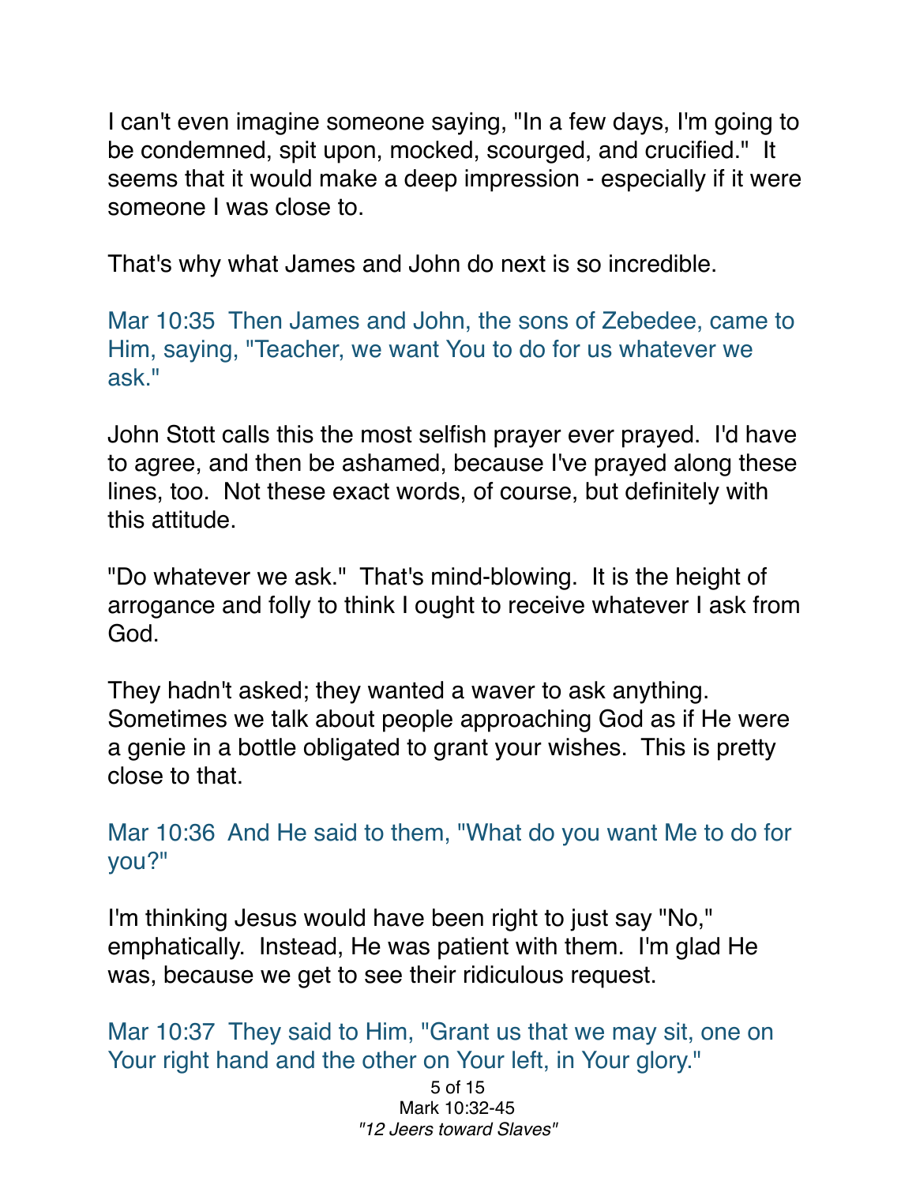I can't even imagine someone saying, "In a few days, I'm going to be condemned, spit upon, mocked, scourged, and crucified." It seems that it would make a deep impression - especially if it were someone I was close to.

That's why what James and John do next is so incredible.

Mar 10:35 Then James and John, the sons of Zebedee, came to Him, saying, "Teacher, we want You to do for us whatever we ask."

John Stott calls this the most selfish prayer ever prayed. I'd have to agree, and then be ashamed, because I've prayed along these lines, too. Not these exact words, of course, but definitely with this attitude.

"Do whatever we ask." That's mind-blowing. It is the height of arrogance and folly to think I ought to receive whatever I ask from God.

They hadn't asked; they wanted a waver to ask anything. Sometimes we talk about people approaching God as if He were a genie in a bottle obligated to grant your wishes. This is pretty close to that.

Mar 10:36 And He said to them, "What do you want Me to do for you?"

I'm thinking Jesus would have been right to just say "No," emphatically. Instead, He was patient with them. I'm glad He was, because we get to see their ridiculous request.

Mar 10:37 They said to Him, "Grant us that we may sit, one on Your right hand and the other on Your left, in Your glory."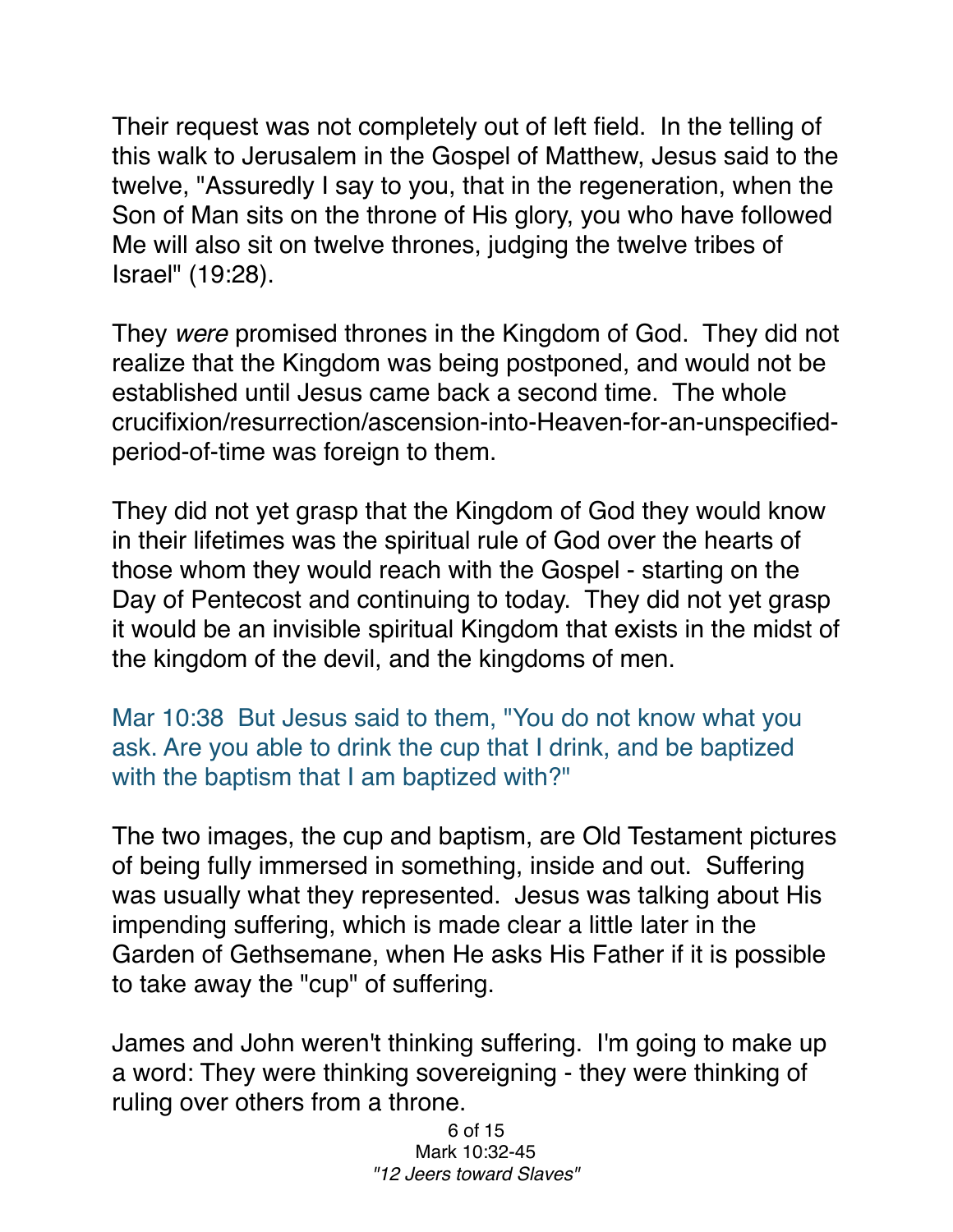Their request was not completely out of left field. In the telling of this walk to Jerusalem in the Gospel of Matthew, Jesus said to the twelve, "Assuredly I say to you, that in the regeneration, when the Son of Man sits on the throne of His glory, you who have followed Me will also sit on twelve thrones, judging the twelve tribes of Israel" (19:28).

They *were* promised thrones in the Kingdom of God. They did not realize that the Kingdom was being postponed, and would not be established until Jesus came back a second time. The whole crucifixion/resurrection/ascension-into-Heaven-for-an-unspecified-period-of-time was foreign to them.

They did not yet grasp that the Kingdom of God they would know in their lifetimes was the spiritual rule of God over the hearts of those whom they would reach with the Gospel - starting on the Day of Pentecost and continuing to today. They did not yet grasp it would be an invisible spiritual Kingdom that exists in the midst of the kingdom of the devil, and the kingdoms of men.

Mar 10:38 But Jesus said to them, "You do not know what you ask. Are you able to drink the cup that I drink, and be baptized with the baptism that I am baptized with?"

The two images, the cup and baptism, are Old Testament pictures of being fully immersed in something, inside and out. Suffering was usually what they represented. Jesus was talking about His impending suffering, which is made clear a little later in the Garden of Gethsemane, when He asks His Father if it is possible to take away the "cup" of suffering.

James and John weren't thinking suffering. I'm going to make up a word: They were thinking sovereigning - they were thinking of ruling over others from a throne.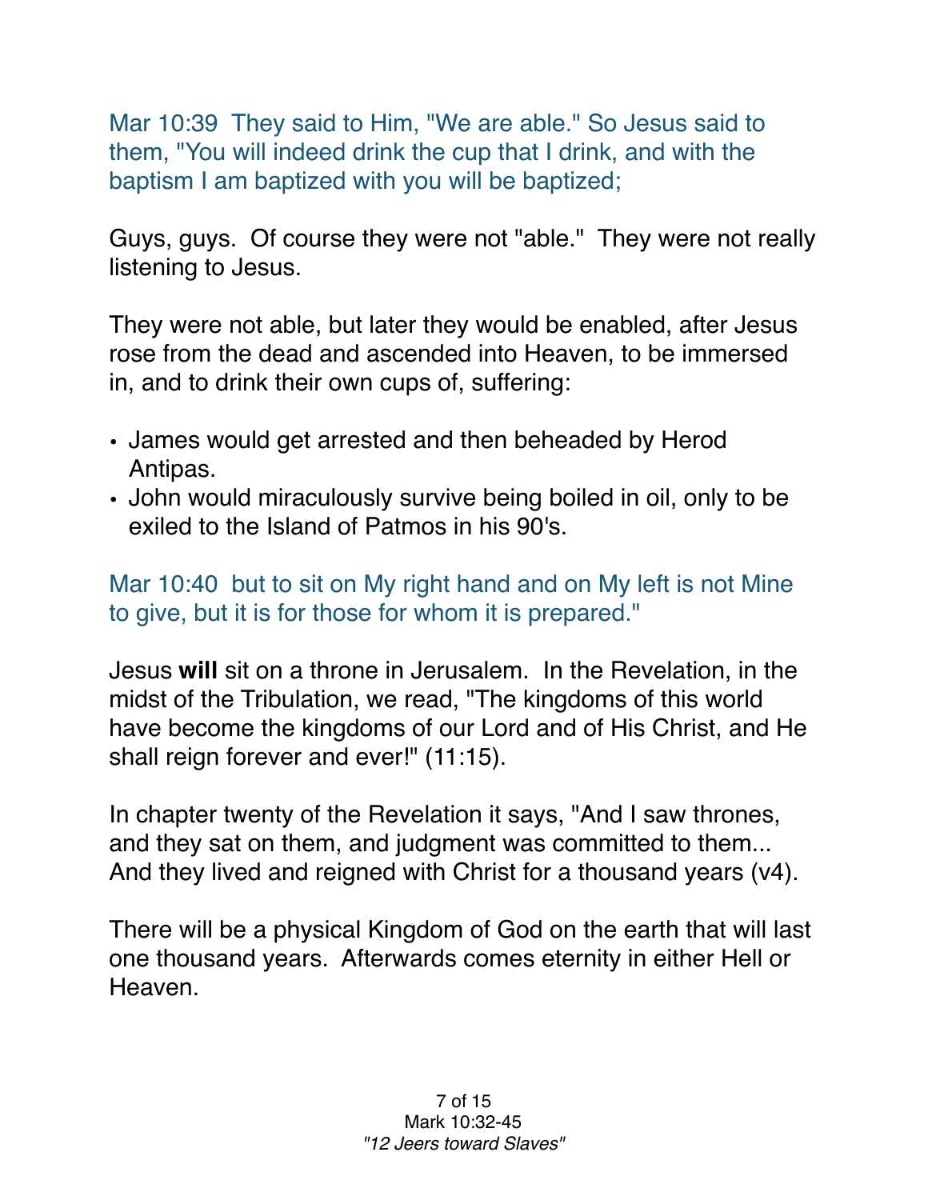Mar 10:39 They said to Him, "We are able." So Jesus said to them, "You will indeed drink the cup that I drink, and with the baptism I am baptized with you will be baptized;

Guys, guys. Of course they were not "able." They were not really listening to Jesus.

They were not able, but later they would be enabled, after Jesus rose from the dead and ascended into Heaven, to be immersed in, and to drink their own cups of, suffering:

- James would get arrested and then beheaded by Herod Antipas.
- John would miraculously survive being boiled in oil, only to be exiled to the Island of Patmos in his 90's.

Mar 10:40 but to sit on My right hand and on My left is not Mine to give, but it is for those for whom it is prepared."

Jesus **will** sit on a throne in Jerusalem. In the Revelation, in the midst of the Tribulation, we read, "The kingdoms of this world have become the kingdoms of our Lord and of His Christ, and He shall reign forever and ever!" (11:15).

In chapter twenty of the Revelation it says, "And I saw thrones, and they sat on them, and judgment was committed to them... And they lived and reigned with Christ for a thousand years (v4).

There will be a physical Kingdom of God on the earth that will last one thousand years. Afterwards comes eternity in either Hell or Heaven.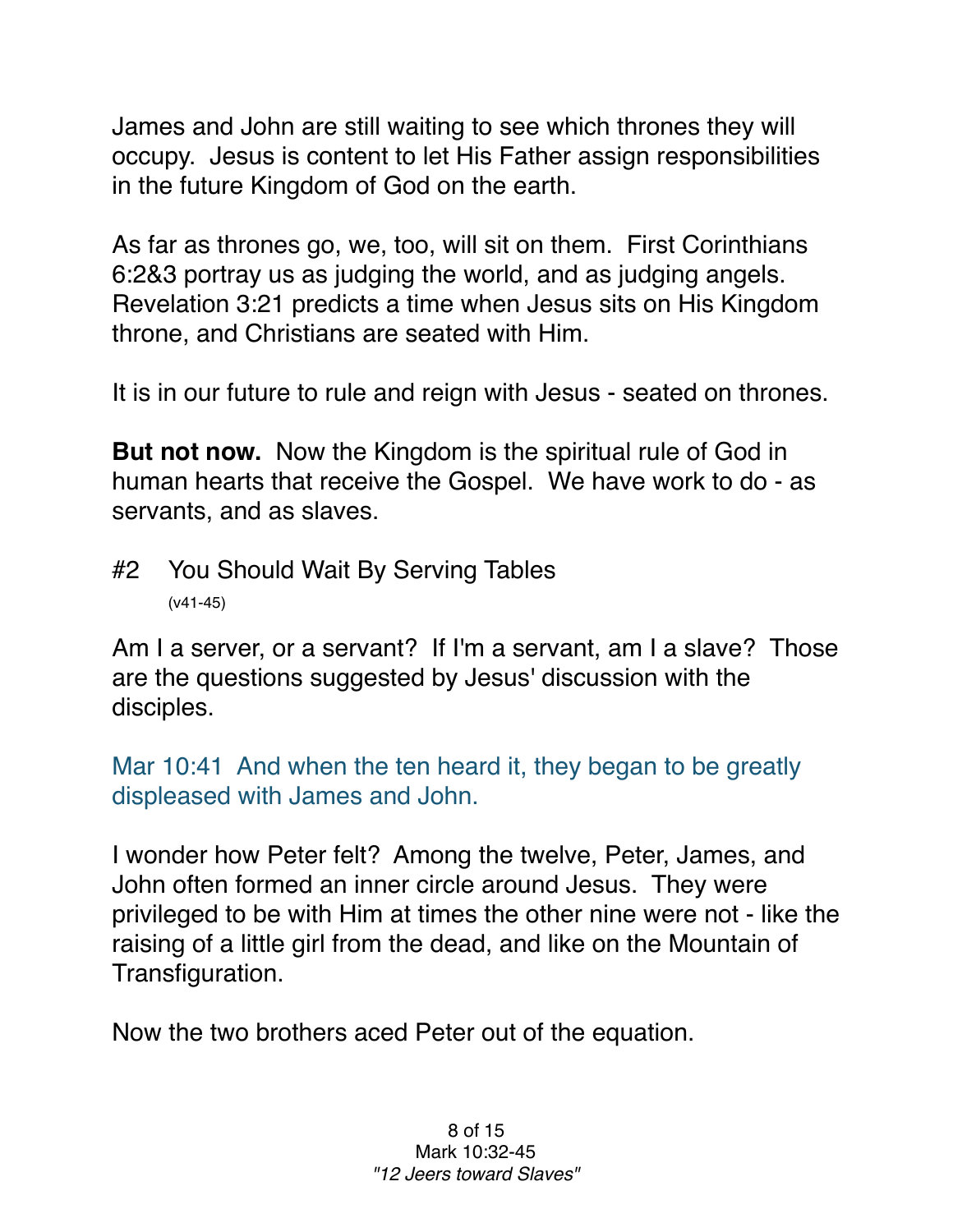James and John are still waiting to see which thrones they will occupy. Jesus is content to let His Father assign responsibilities in the future Kingdom of God on the earth.

As far as thrones go, we, too, will sit on them. First Corinthians 6:2&3 portray us as judging the world, and as judging angels. Revelation 3:21 predicts a time when Jesus sits on His Kingdom throne, and Christians are seated with Him.

It is in our future to rule and reign with Jesus - seated on thrones.

**But not now.** Now the Kingdom is the spiritual rule of God in human hearts that receive the Gospel. We have work to do - as servants, and as slaves.

## #2 You Should Wait By Serving Tables
(v41-45)

Am I a server, or a servant? If I'm a servant, am I a slave? Those are the questions suggested by Jesus' discussion with the disciples.

Mar 10:41 And when the ten heard it, they began to be greatly displeased with James and John.

I wonder how Peter felt? Among the twelve, Peter, James, and John often formed an inner circle around Jesus. They were privileged to be with Him at times the other nine were not - like the raising of a little girl from the dead, and like on the Mountain of Transfiguration.

Now the two brothers aced Peter out of the equation.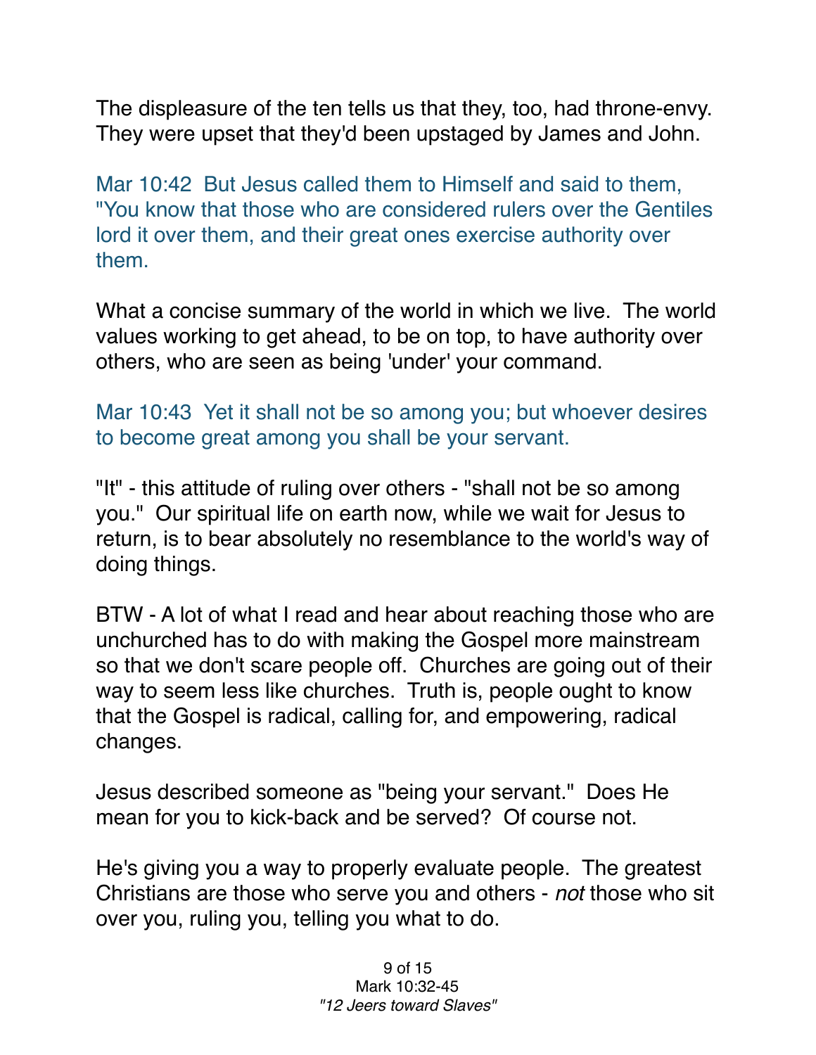The displeasure of the ten tells us that they, too, had throne-envy. They were upset that they'd been upstaged by James and John.

Mar 10:42 But Jesus called them to Himself and said to them, "You know that those who are considered rulers over the Gentiles lord it over them, and their great ones exercise authority over them.

What a concise summary of the world in which we live. The world values working to get ahead, to be on top, to have authority over others, who are seen as being 'under' your command.

Mar 10:43 Yet it shall not be so among you; but whoever desires to become great among you shall be your servant.

"It" - this attitude of ruling over others - "shall not be so among you." Our spiritual life on earth now, while we wait for Jesus to return, is to bear absolutely no resemblance to the world's way of doing things.

BTW - A lot of what I read and hear about reaching those who are unchurched has to do with making the Gospel more mainstream so that we don't scare people off. Churches are going out of their way to seem less like churches. Truth is, people ought to know that the Gospel is radical, calling for, and empowering, radical changes.

Jesus described someone as "being your servant." Does He mean for you to kick-back and be served? Of course not.

He's giving you a way to properly evaluate people. The greatest Christians are those who serve you and others - *not* those who sit over you, ruling you, telling you what to do.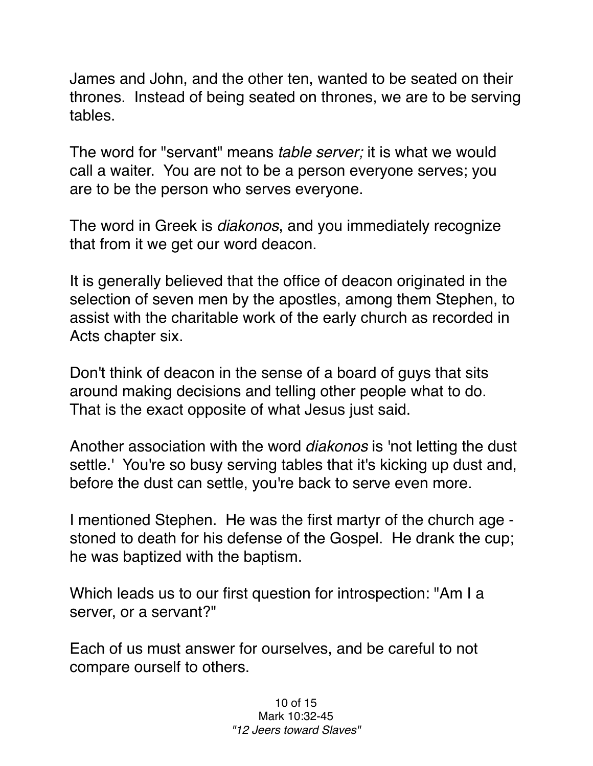James and John, and the other ten, wanted to be seated on their thrones. Instead of being seated on thrones, we are to be serving tables.

The word for "servant" means *table server;* it is what we would call a waiter. You are not to be a person everyone serves; you are to be the person who serves everyone.

The word in Greek is *diakonos*, and you immediately recognize that from it we get our word deacon.

It is generally believed that the office of deacon originated in the selection of seven men by the apostles, among them Stephen, to assist with the charitable work of the early church as recorded in Acts chapter six.

Don't think of deacon in the sense of a board of guys that sits around making decisions and telling other people what to do. That is the exact opposite of what Jesus just said.

Another association with the word *diakonos* is 'not letting the dust settle.' You're so busy serving tables that it's kicking up dust and, before the dust can settle, you're back to serve even more.

I mentioned Stephen. He was the first martyr of the church age - stoned to death for his defense of the Gospel. He drank the cup; he was baptized with the baptism.

Which leads us to our first question for introspection: "Am I a server, or a servant?"

Each of us must answer for ourselves, and be careful to not compare ourself to others.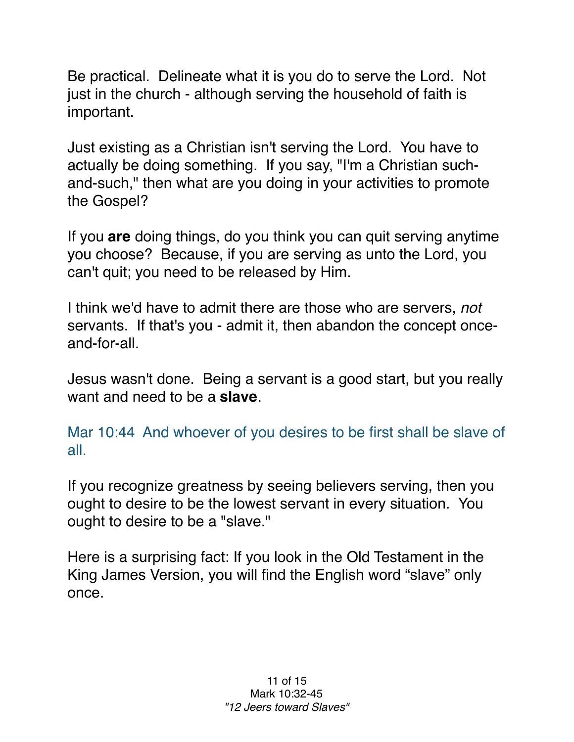Be practical. Delineate what it is you do to serve the Lord. Not just in the church - although serving the household of faith is important.

Just existing as a Christian isn't serving the Lord. You have to actually be doing something. If you say, "I'm a Christian such-and-such," then what are you doing in your activities to promote the Gospel?

If you **are** doing things, do you think you can quit serving anytime you choose? Because, if you are serving as unto the Lord, you can't quit; you need to be released by Him.

I think we'd have to admit there are those who are servers, *not* servants. If that's you - admit it, then abandon the concept once-and-for-all.

Jesus wasn't done. Being a servant is a good start, but you really want and need to be a **slave**.

Mar 10:44 And whoever of you desires to be first shall be slave of all.

If you recognize greatness by seeing believers serving, then you ought to desire to be the lowest servant in every situation. You ought to desire to be a "slave."

Here is a surprising fact: If you look in the Old Testament in the King James Version, you will find the English word “slave” only once.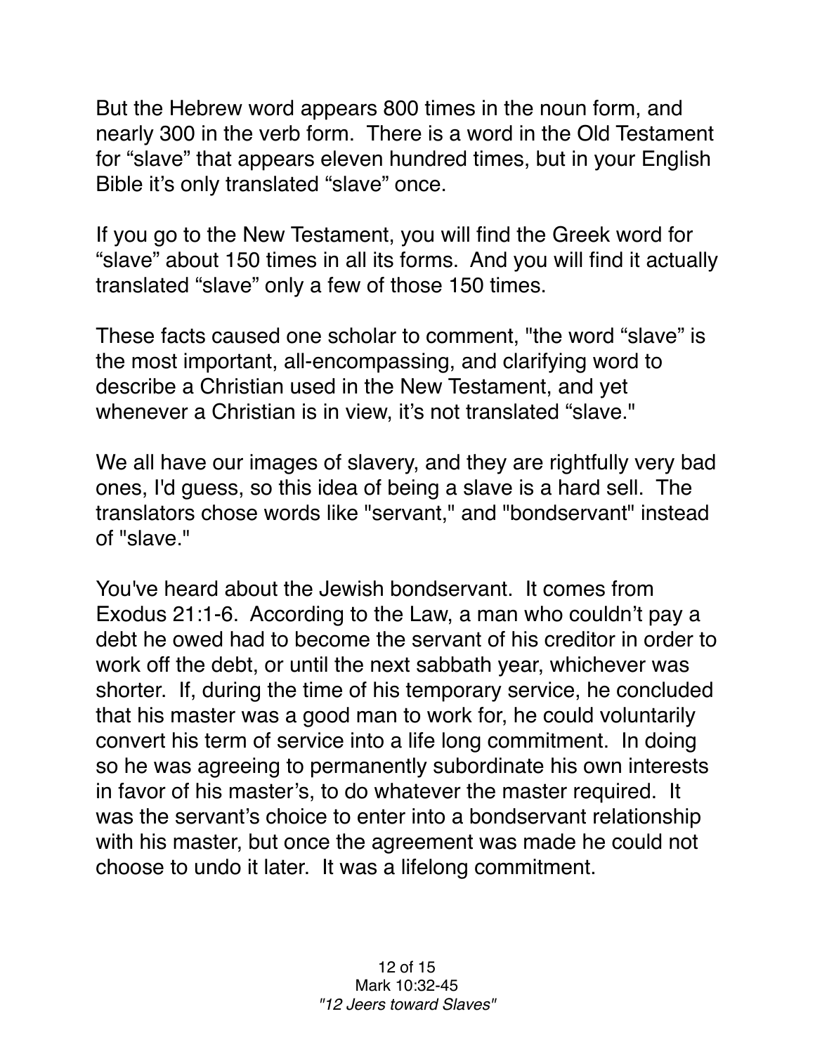But the Hebrew word appears 800 times in the noun form, and nearly 300 in the verb form. There is a word in the Old Testament for “slave” that appears eleven hundred times, but in your English Bible it’s only translated “slave” once.

If you go to the New Testament, you will find the Greek word for “slave” about 150 times in all its forms. And you will find it actually translated “slave” only a few of those 150 times.

These facts caused one scholar to comment, "the word “slave” is the most important, all-encompassing, and clarifying word to describe a Christian used in the New Testament, and yet whenever a Christian is in view, it’s not translated “slave."

We all have our images of slavery, and they are rightfully very bad ones, I'd guess, so this idea of being a slave is a hard sell. The translators chose words like "servant," and "bondservant" instead of "slave."

You've heard about the Jewish bondservant. It comes from Exodus 21:1-6. According to the Law, a man who couldn’t pay a debt he owed had to become the servant of his creditor in order to work off the debt, or until the next sabbath year, whichever was shorter. If, during the time of his temporary service, he concluded that his master was a good man to work for, he could voluntarily convert his term of service into a life long commitment. In doing so he was agreeing to permanently subordinate his own interests in favor of his master’s, to do whatever the master required. It was the servant’s choice to enter into a bondservant relationship with his master, but once the agreement was made he could not choose to undo it later. It was a lifelong commitment.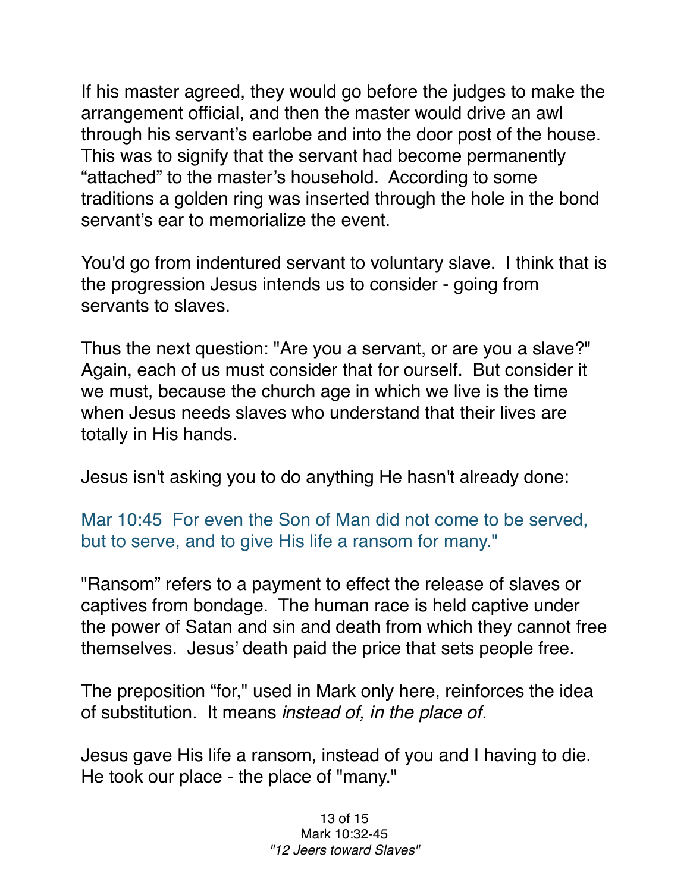If his master agreed, they would go before the judges to make the arrangement official, and then the master would drive an awl through his servant's earlobe and into the door post of the house. This was to signify that the servant had become permanently "attached" to the master's household. According to some traditions a golden ring was inserted through the hole in the bond servant's ear to memorialize the event.

You'd go from indentured servant to voluntary slave. I think that is the progression Jesus intends us to consider - going from servants to slaves.

Thus the next question: "Are you a servant, or are you a slave?" Again, each of us must consider that for ourself. But consider it we must, because the church age in which we live is the time when Jesus needs slaves who understand that their lives are totally in His hands.

Jesus isn't asking you to do anything He hasn't already done:

Mar 10:45 For even the Son of Man did not come to be served, but to serve, and to give His life a ransom for many."

"Ransom" refers to a payment to effect the release of slaves or captives from bondage. The human race is held captive under the power of Satan and sin and death from which they cannot free themselves. Jesus' death paid the price that sets people free.

The preposition "for," used in Mark only here, reinforces the idea of substitution. It means *instead of, in the place of.*

Jesus gave His life a ransom, instead of you and I having to die. He took our place - the place of "many."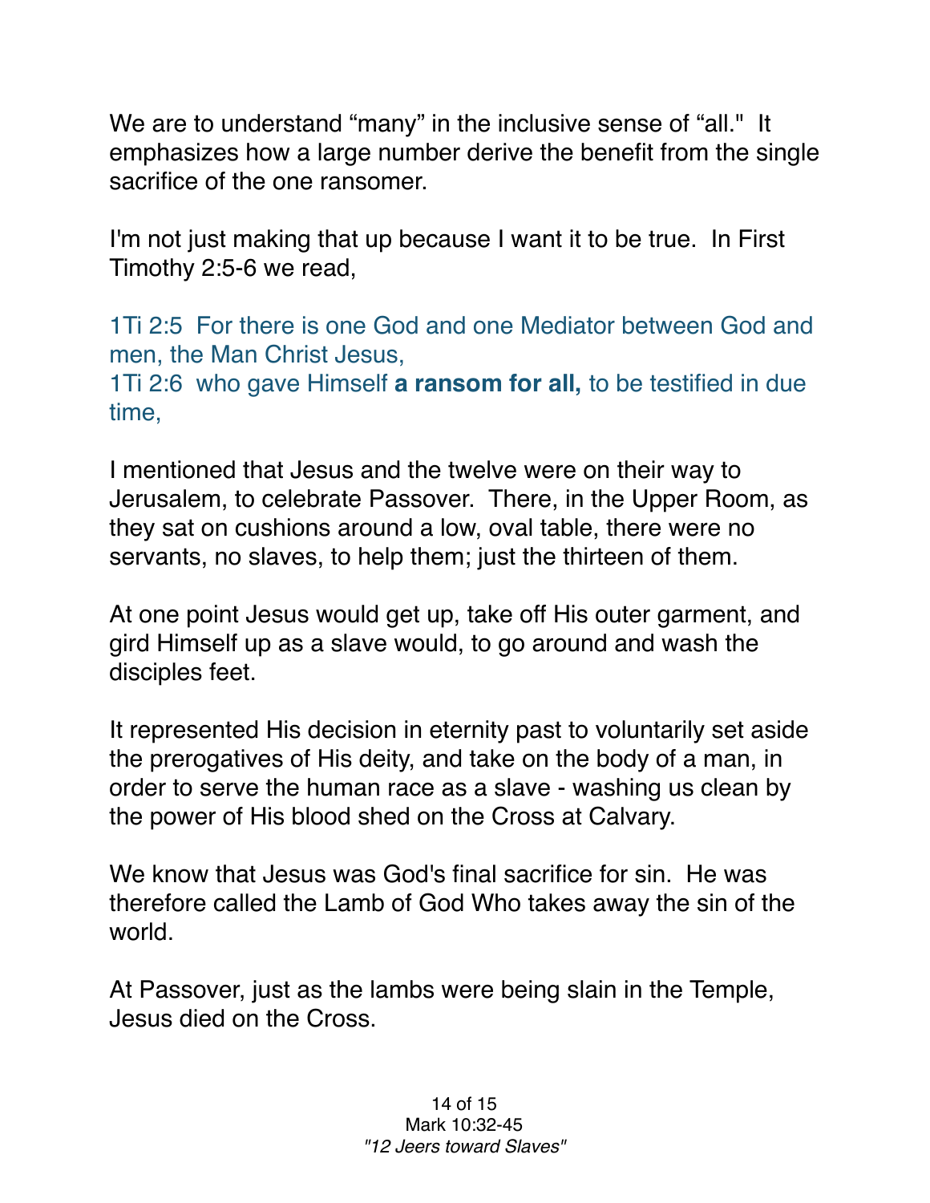We are to understand “many” in the inclusive sense of “all."  It emphasizes how a large number derive the benefit from the single sacrifice of the one ransomer.

I'm not just making that up because I want it to be true.  In First Timothy 2:5-6 we read,

1Ti 2:5  For there is one God and one Mediator between God and men, the Man Christ Jesus,
1Ti 2:6  who gave Himself **a ransom for all,** to be testified in due time,

I mentioned that Jesus and the twelve were on their way to Jerusalem, to celebrate Passover.  There, in the Upper Room, as they sat on cushions around a low, oval table, there were no servants, no slaves, to help them; just the thirteen of them.

At one point Jesus would get up, take off His outer garment, and gird Himself up as a slave would, to go around and wash the disciples feet.

It represented His decision in eternity past to voluntarily set aside the prerogatives of His deity, and take on the body of a man, in order to serve the human race as a slave - washing us clean by the power of His blood shed on the Cross at Calvary.

We know that Jesus was God's final sacrifice for sin.  He was therefore called the Lamb of God Who takes away the sin of the world.

At Passover, just as the lambs were being slain in the Temple, Jesus died on the Cross.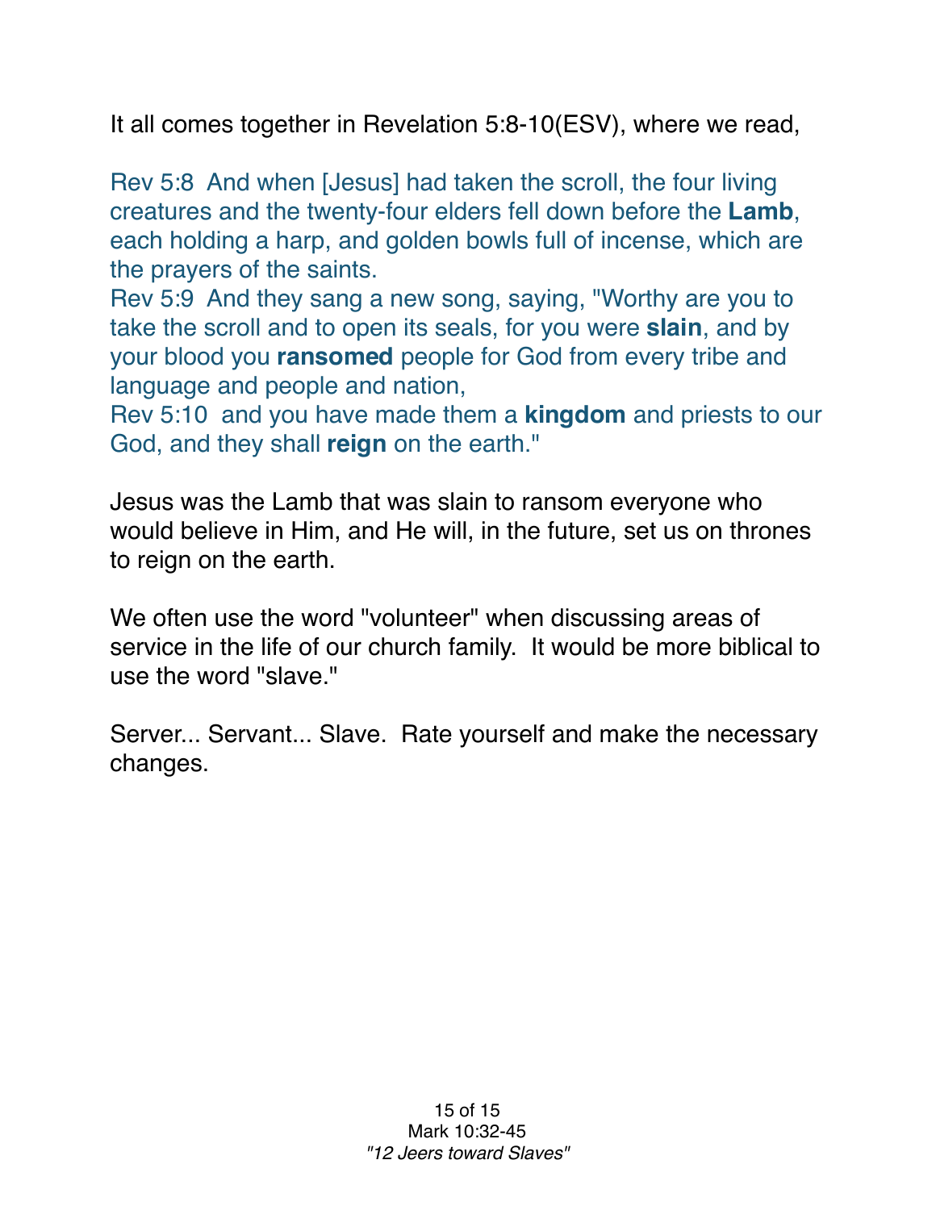It all comes together in Revelation 5:8-10(ESV), where we read,

Rev 5:8  And when [Jesus] had taken the scroll, the four living creatures and the twenty-four elders fell down before the **Lamb**, each holding a harp, and golden bowls full of incense, which are the prayers of the saints.
Rev 5:9  And they sang a new song, saying, "Worthy are you to take the scroll and to open its seals, for you were **slain**, and by your blood you **ransomed** people for God from every tribe and language and people and nation,
Rev 5:10  and you have made them a **kingdom** and priests to our God, and they shall **reign** on the earth."

Jesus was the Lamb that was slain to ransom everyone who would believe in Him, and He will, in the future, set us on thrones to reign on the earth.

We often use the word "volunteer" when discussing areas of service in the life of our church family.  It would be more biblical to use the word "slave."

Server... Servant... Slave.  Rate yourself and make the necessary changes.